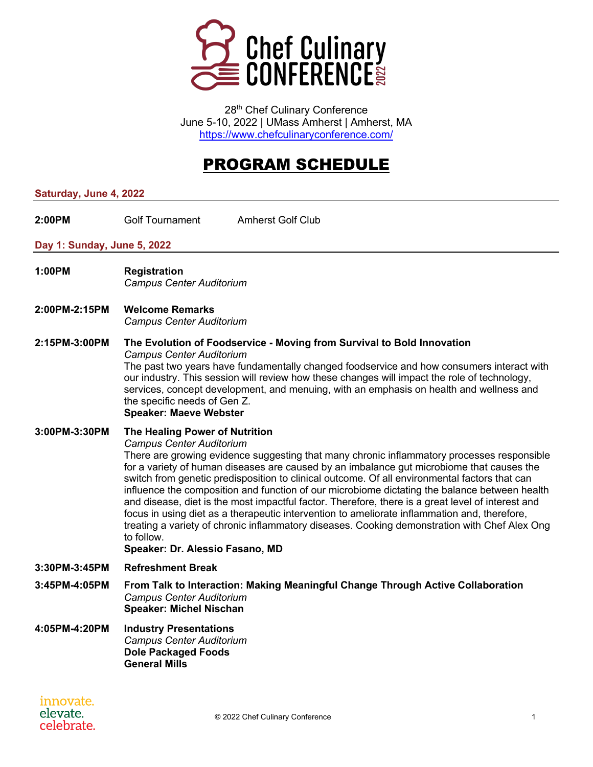# Chef Culinary CONFERENCE 2022

28th Chef Culinary Conference
June 5-10, 2022 | UMass Amherst | Amherst, MA
https://www.chefculinaryconference.com/

# PROGRAM SCHEDULE

## Saturday, June 4, 2022

**2:00PM** Golf Tournament Amherst Golf Club

## Day 1: Sunday, June 5, 2022

**1:00PM** **Registration**
*Campus Center Auditorium*

**2:00PM-2:15PM** **Welcome Remarks**
*Campus Center Auditorium*

**2:15PM-3:00PM** **The Evolution of Foodservice - Moving from Survival to Bold Innovation**
*Campus Center Auditorium*
The past two years have fundamentally changed foodservice and how consumers interact with our industry. This session will review how these changes will impact the role of technology, services, concept development, and menuing, with an emphasis on health and wellness and the specific needs of Gen Z.
**Speaker: Maeve Webster**

**3:00PM-3:30PM** **The Healing Power of Nutrition**
*Campus Center Auditorium*
There are growing evidence suggesting that many chronic inflammatory processes responsible for a variety of human diseases are caused by an imbalance gut microbiome that causes the switch from genetic predisposition to clinical outcome. Of all environmental factors that can influence the composition and function of our microbiome dictating the balance between health and disease, diet is the most impactful factor. Therefore, there is a great level of interest and focus in using diet as a therapeutic intervention to ameliorate inflammation and, therefore, treating a variety of chronic inflammatory diseases. Cooking demonstration with Chef Alex Ong to follow.
**Speaker: Dr. Alessio Fasano, MD**

**3:30PM-3:45PM** **Refreshment Break**

**3:45PM-4:05PM** **From Talk to Interaction: Making Meaningful Change Through Active Collaboration**
*Campus Center Auditorium*
**Speaker: Michel Nischan**

**4:05PM-4:20PM** **Industry Presentations**
*Campus Center Auditorium*
**Dole Packaged Foods**
**General Mills**

innovate.
elevate.
celebrate.

© 2022 Chef Culinary Conference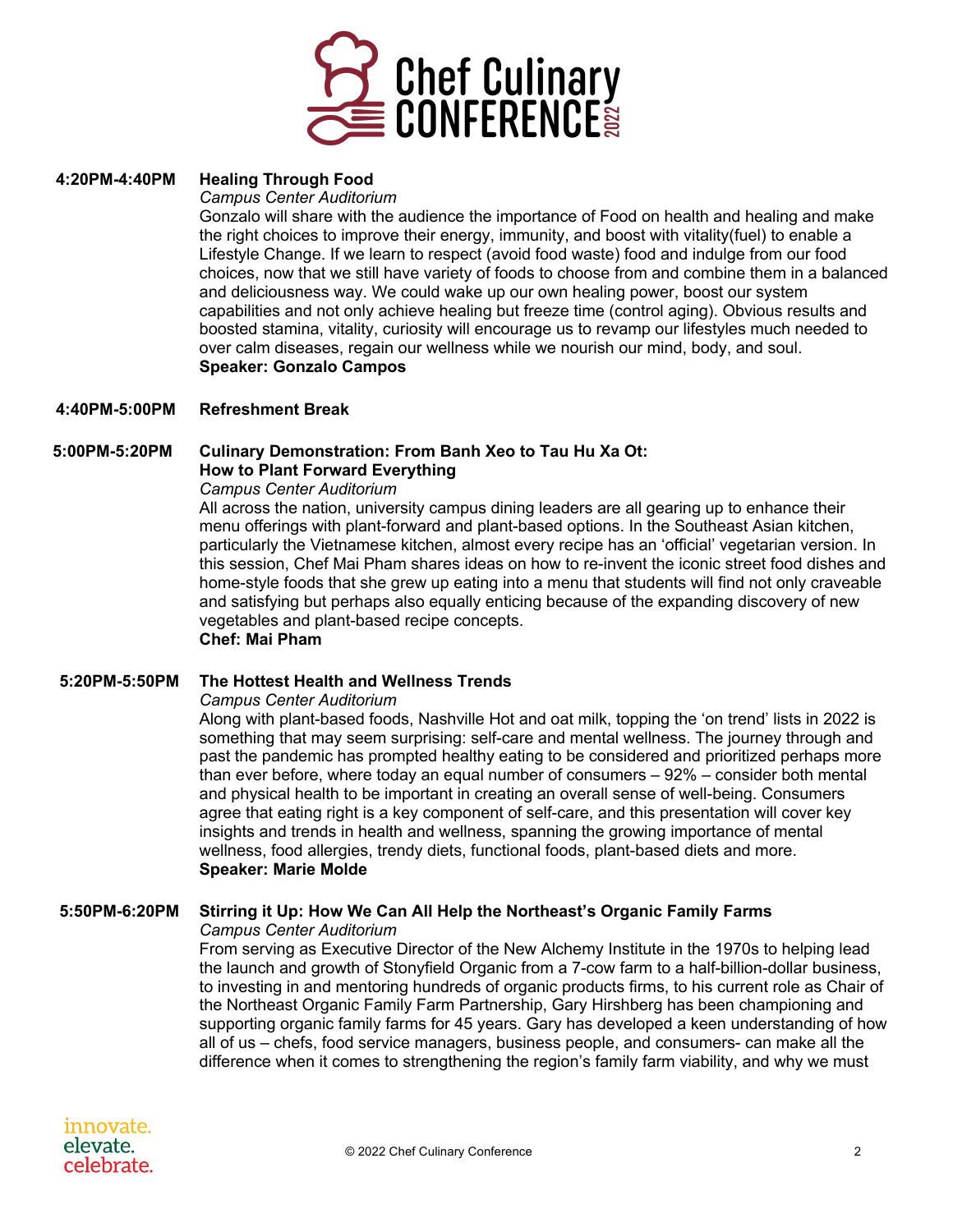**4:20PM-4:40PM** **Healing Through Food**

*Campus Center Auditorium*

Gonzalo will share with the audience the importance of Food on health and healing and make the right choices to improve their energy, immunity, and boost with vitality(fuel) to enable a Lifestyle Change. If we learn to respect (avoid food waste) food and indulge from our food choices, now that we still have variety of foods to choose from and combine them in a balanced and deliciousness way. We could wake up our own healing power, boost our system capabilities and not only achieve healing but freeze time (control aging). Obvious results and boosted stamina, vitality, curiosity will encourage us to revamp our lifestyles much needed to over calm diseases, regain our wellness while we nourish our mind, body, and soul.

**Speaker: Gonzalo Campos**

**4:40PM-5:00PM** **Refreshment Break**

**5:00PM-5:20PM** **Culinary Demonstration: From Banh Xeo to Tau Hu Xa Ot: How to Plant Forward Everything**

*Campus Center Auditorium*

All across the nation, university campus dining leaders are all gearing up to enhance their menu offerings with plant-forward and plant-based options. In the Southeast Asian kitchen, particularly the Vietnamese kitchen, almost every recipe has an 'official' vegetarian version. In this session, Chef Mai Pham shares ideas on how to re-invent the iconic street food dishes and home-style foods that she grew up eating into a menu that students will find not only craveable and satisfying but perhaps also equally enticing because of the expanding discovery of new vegetables and plant-based recipe concepts.

**Chef: Mai Pham**

**5:20PM-5:50PM** **The Hottest Health and Wellness Trends**

*Campus Center Auditorium*

Along with plant-based foods, Nashville Hot and oat milk, topping the 'on trend' lists in 2022 is something that may seem surprising: self-care and mental wellness. The journey through and past the pandemic has prompted healthy eating to be considered and prioritized perhaps more than ever before, where today an equal number of consumers – 92% – consider both mental and physical health to be important in creating an overall sense of well-being. Consumers agree that eating right is a key component of self-care, and this presentation will cover key insights and trends in health and wellness, spanning the growing importance of mental wellness, food allergies, trendy diets, functional foods, plant-based diets and more.

**Speaker: Marie Molde**

**5:50PM-6:20PM** **Stirring it Up: How We Can All Help the Northeast's Organic Family Farms**

*Campus Center Auditorium*

From serving as Executive Director of the New Alchemy Institute in the 1970s to helping lead the launch and growth of Stonyfield Organic from a 7-cow farm to a half-billion-dollar business, to investing in and mentoring hundreds of organic products firms, to his current role as Chair of the Northeast Organic Family Farm Partnership, Gary Hirshberg has been championing and supporting organic family farms for 45 years. Gary has developed a keen understanding of how all of us – chefs, food service managers, business people, and consumers- can make all the difference when it comes to strengthening the region's family farm viability, and why we must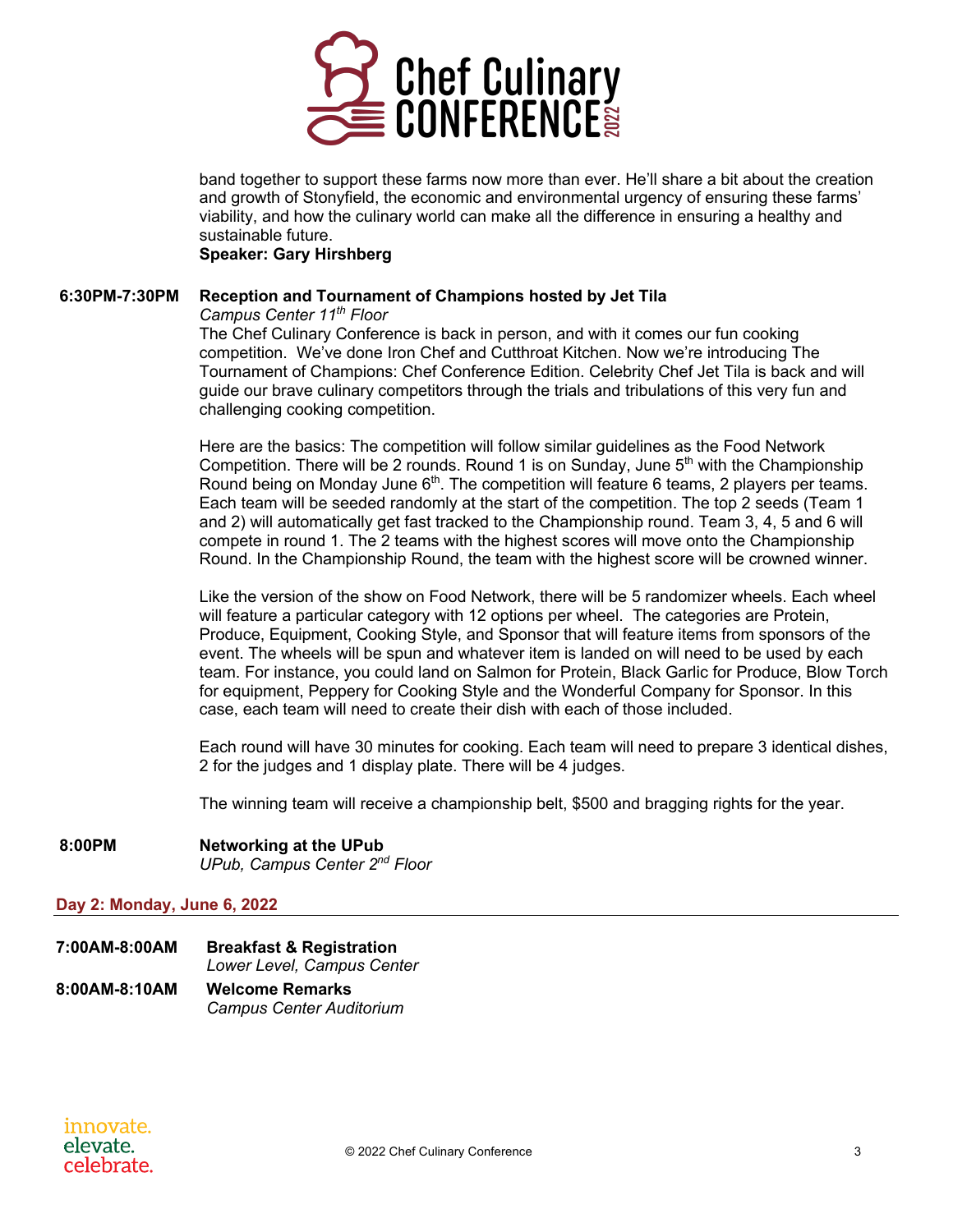band together to support these farms now more than ever. He'll share a bit about the creation and growth of Stonyfield, the economic and environmental urgency of ensuring these farms' viability, and how the culinary world can make all the difference in ensuring a healthy and sustainable future.
**Speaker: Gary Hirshberg**

**6:30PM-7:30PM** **Reception and Tournament of Champions hosted by Jet Tila**
*Campus Center 11th Floor*
The Chef Culinary Conference is back in person, and with it comes our fun cooking competition. We've done Iron Chef and Cutthroat Kitchen. Now we're introducing The Tournament of Champions: Chef Conference Edition. Celebrity Chef Jet Tila is back and will guide our brave culinary competitors through the trials and tribulations of this very fun and challenging cooking competition.

Here are the basics: The competition will follow similar guidelines as the Food Network Competition. There will be 2 rounds. Round 1 is on Sunday, June 5th with the Championship Round being on Monday June 6th. The competition will feature 6 teams, 2 players per teams. Each team will be seeded randomly at the start of the competition. The top 2 seeds (Team 1 and 2) will automatically get fast tracked to the Championship round. Team 3, 4, 5 and 6 will compete in round 1. The 2 teams with the highest scores will move onto the Championship Round. In the Championship Round, the team with the highest score will be crowned winner.

Like the version of the show on Food Network, there will be 5 randomizer wheels. Each wheel will feature a particular category with 12 options per wheel. The categories are Protein, Produce, Equipment, Cooking Style, and Sponsor that will feature items from sponsors of the event. The wheels will be spun and whatever item is landed on will need to be used by each team. For instance, you could land on Salmon for Protein, Black Garlic for Produce, Blow Torch for equipment, Peppery for Cooking Style and the Wonderful Company for Sponsor. In this case, each team will need to create their dish with each of those included.

Each round will have 30 minutes for cooking. Each team will need to prepare 3 identical dishes, 2 for the judges and 1 display plate. There will be 4 judges.

The winning team will receive a championship belt, $500 and bragging rights for the year.

**8:00PM** **Networking at the UPub**
*UPub, Campus Center 2nd Floor*

## Day 2: Monday, June 6, 2022

**7:00AM-8:00AM** **Breakfast & Registration**
*Lower Level, Campus Center*

**8:00AM-8:10AM** **Welcome Remarks**
*Campus Center Auditorium*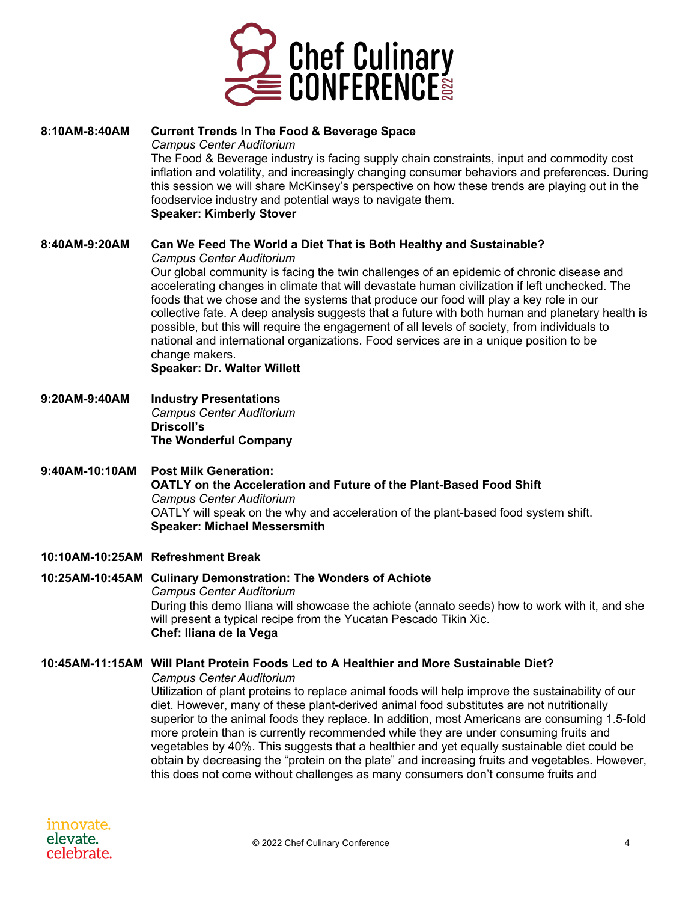**8:10AM-8:40AM** **Current Trends In The Food & Beverage Space**
*Campus Center Auditorium*
The Food & Beverage industry is facing supply chain constraints, input and commodity cost inflation and volatility, and increasingly changing consumer behaviors and preferences. During this session we will share McKinsey's perspective on how these trends are playing out in the foodservice industry and potential ways to navigate them.
**Speaker: Kimberly Stover**

**8:40AM-9:20AM** **Can We Feed The World a Diet That is Both Healthy and Sustainable?**
*Campus Center Auditorium*
Our global community is facing the twin challenges of an epidemic of chronic disease and accelerating changes in climate that will devastate human civilization if left unchecked. The foods that we chose and the systems that produce our food will play a key role in our collective fate. A deep analysis suggests that a future with both human and planetary health is possible, but this will require the engagement of all levels of society, from individuals to national and international organizations. Food services are in a unique position to be change makers.
**Speaker: Dr. Walter Willett**

**9:20AM-9:40AM** **Industry Presentations**
*Campus Center Auditorium*
**Driscoll's**
**The Wonderful Company**

**9:40AM-10:10AM** **Post Milk Generation:**
**OATLY on the Acceleration and Future of the Plant-Based Food Shift**
*Campus Center Auditorium*
OATLY will speak on the why and acceleration of the plant-based food system shift.
**Speaker: Michael Messersmith**

**10:10AM-10:25AM** **Refreshment Break**

**10:25AM-10:45AM** **Culinary Demonstration: The Wonders of Achiote**
*Campus Center Auditorium*
During this demo Iliana will showcase the achiote (annato seeds) how to work with it, and she will present a typical recipe from the Yucatan Pescado Tikin Xic.
**Chef: Iliana de la Vega**

**10:45AM-11:15AM** **Will Plant Protein Foods Led to A Healthier and More Sustainable Diet?**
*Campus Center Auditorium*
Utilization of plant proteins to replace animal foods will help improve the sustainability of our diet. However, many of these plant-derived animal food substitutes are not nutritionally superior to the animal foods they replace. In addition, most Americans are consuming 1.5-fold more protein than is currently recommended while they are under consuming fruits and vegetables by 40%. This suggests that a healthier and yet equally sustainable diet could be obtain by decreasing the "protein on the plate" and increasing fruits and vegetables. However, this does not come without challenges as many consumers don't consume fruits and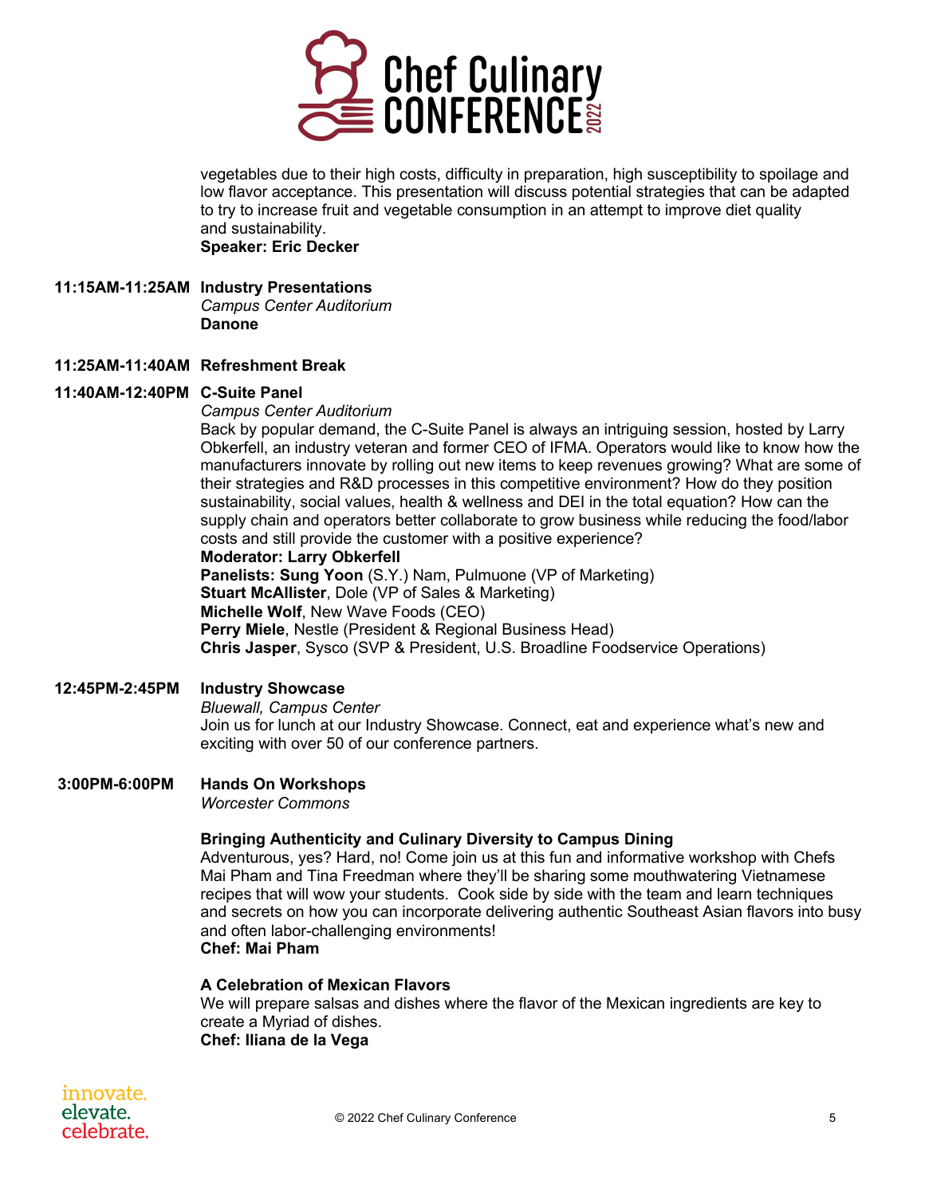vegetables due to their high costs, difficulty in preparation, high susceptibility to spoilage and low flavor acceptance. This presentation will discuss potential strategies that can be adapted to try to increase fruit and vegetable consumption in an attempt to improve diet quality and sustainability.
**Speaker: Eric Decker**

**11:15AM-11:25AM Industry Presentations**
*Campus Center Auditorium*
**Danone**

**11:25AM-11:40AM Refreshment Break**

**11:40AM-12:40PM C-Suite Panel**
*Campus Center Auditorium*
Back by popular demand, the C-Suite Panel is always an intriguing session, hosted by Larry Obkerfell, an industry veteran and former CEO of IFMA. Operators would like to know how the manufacturers innovate by rolling out new items to keep revenues growing? What are some of their strategies and R&D processes in this competitive environment? How do they position sustainability, social values, health & wellness and DEI in the total equation? How can the supply chain and operators better collaborate to grow business while reducing the food/labor costs and still provide the customer with a positive experience?
**Moderator: Larry Obkerfell**
**Panelists: Sung Yoon** (S.Y.) Nam, Pulmuone (VP of Marketing)
**Stuart McAllister**, Dole (VP of Sales & Marketing)
**Michelle Wolf**, New Wave Foods (CEO)
**Perry Miele**, Nestle (President & Regional Business Head)
**Chris Jasper**, Sysco (SVP & President, U.S. Broadline Foodservice Operations)

**12:45PM-2:45PM Industry Showcase**
*Bluewall, Campus Center*
Join us for lunch at our Industry Showcase. Connect, eat and experience what's new and exciting with over 50 of our conference partners.

**3:00PM-6:00PM Hands On Workshops**
*Worcester Commons*

**Bringing Authenticity and Culinary Diversity to Campus Dining**
Adventurous, yes? Hard, no! Come join us at this fun and informative workshop with Chefs Mai Pham and Tina Freedman where they'll be sharing some mouthwatering Vietnamese recipes that will wow your students. Cook side by side with the team and learn techniques and secrets on how you can incorporate delivering authentic Southeast Asian flavors into busy and often labor-challenging environments!
**Chef: Mai Pham**

**A Celebration of Mexican Flavors**
We will prepare salsas and dishes where the flavor of the Mexican ingredients are key to create a Myriad of dishes.
**Chef: Iliana de la Vega**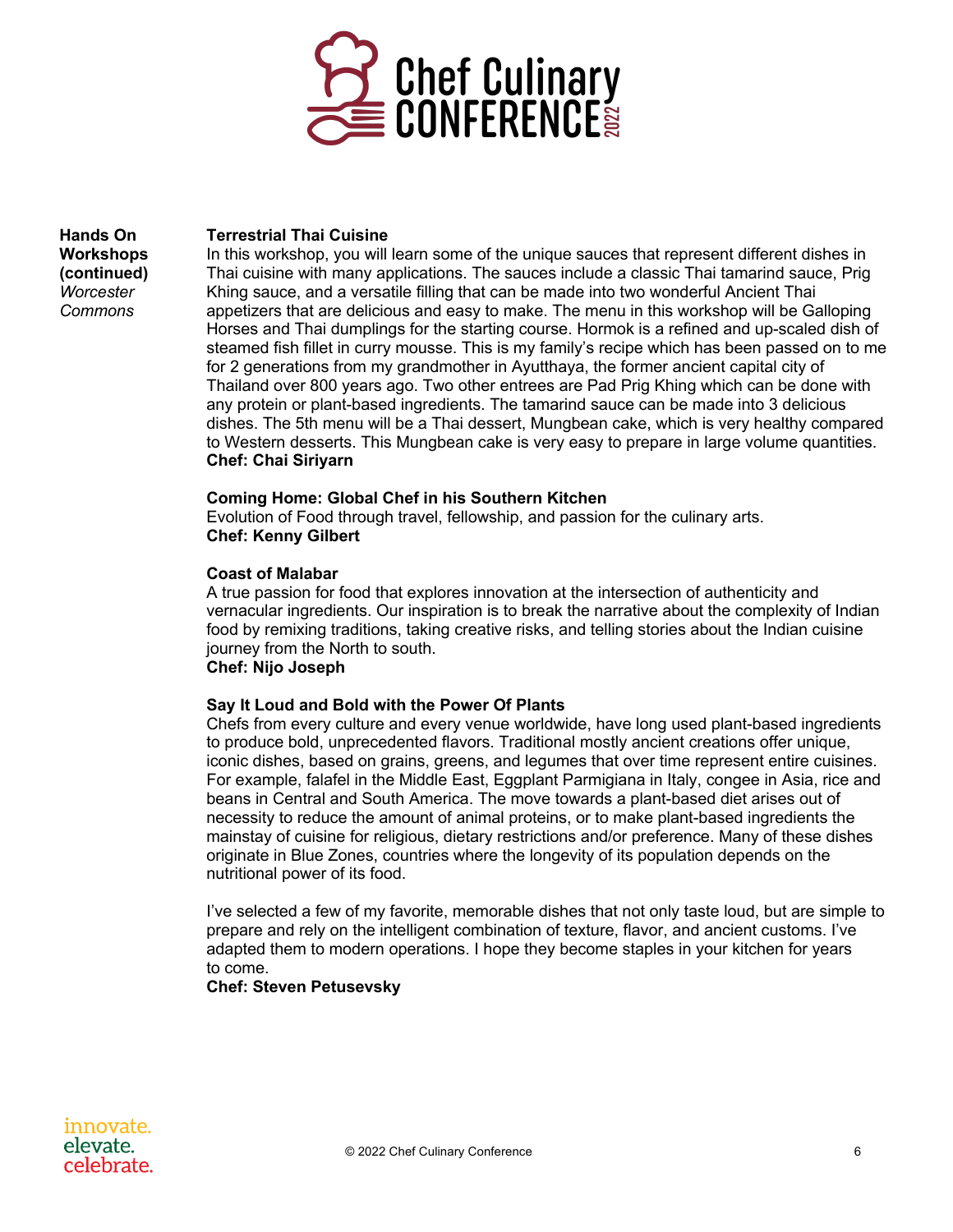**Hands On Workshops (continued)**
*Worcester Commons*

**Terrestrial Thai Cuisine**

In this workshop, you will learn some of the unique sauces that represent different dishes in Thai cuisine with many applications. The sauces include a classic Thai tamarind sauce, Prig Khing sauce, and a versatile filling that can be made into two wonderful Ancient Thai appetizers that are delicious and easy to make. The menu in this workshop will be Galloping Horses and Thai dumplings for the starting course. Hormok is a refined and up-scaled dish of steamed fish fillet in curry mousse. This is my family's recipe which has been passed on to me for 2 generations from my grandmother in Ayutthaya, the former ancient capital city of Thailand over 800 years ago. Two other entrees are Pad Prig Khing which can be done with any protein or plant-based ingredients. The tamarind sauce can be made into 3 delicious dishes. The 5th menu will be a Thai dessert, Mungbean cake, which is very healthy compared to Western desserts. This Mungbean cake is very easy to prepare in large volume quantities.
**Chef: Chai Siriyarn**

**Coming Home: Global Chef in his Southern Kitchen**

Evolution of Food through travel, fellowship, and passion for the culinary arts.
**Chef: Kenny Gilbert**

**Coast of Malabar**

A true passion for food that explores innovation at the intersection of authenticity and vernacular ingredients. Our inspiration is to break the narrative about the complexity of Indian food by remixing traditions, taking creative risks, and telling stories about the Indian cuisine journey from the North to south.
**Chef: Nijo Joseph**

**Say It Loud and Bold with the Power Of Plants**

Chefs from every culture and every venue worldwide, have long used plant-based ingredients to produce bold, unprecedented flavors. Traditional mostly ancient creations offer unique, iconic dishes, based on grains, greens, and legumes that over time represent entire cuisines. For example, falafel in the Middle East, Eggplant Parmigiana in Italy, congee in Asia, rice and beans in Central and South America. The move towards a plant-based diet arises out of necessity to reduce the amount of animal proteins, or to make plant-based ingredients the mainstay of cuisine for religious, dietary restrictions and/or preference. Many of these dishes originate in Blue Zones, countries where the longevity of its population depends on the nutritional power of its food.

I've selected a few of my favorite, memorable dishes that not only taste loud, but are simple to prepare and rely on the intelligent combination of texture, flavor, and ancient customs. I've adapted them to modern operations. I hope they become staples in your kitchen for years to come.
**Chef: Steven Petusevsky**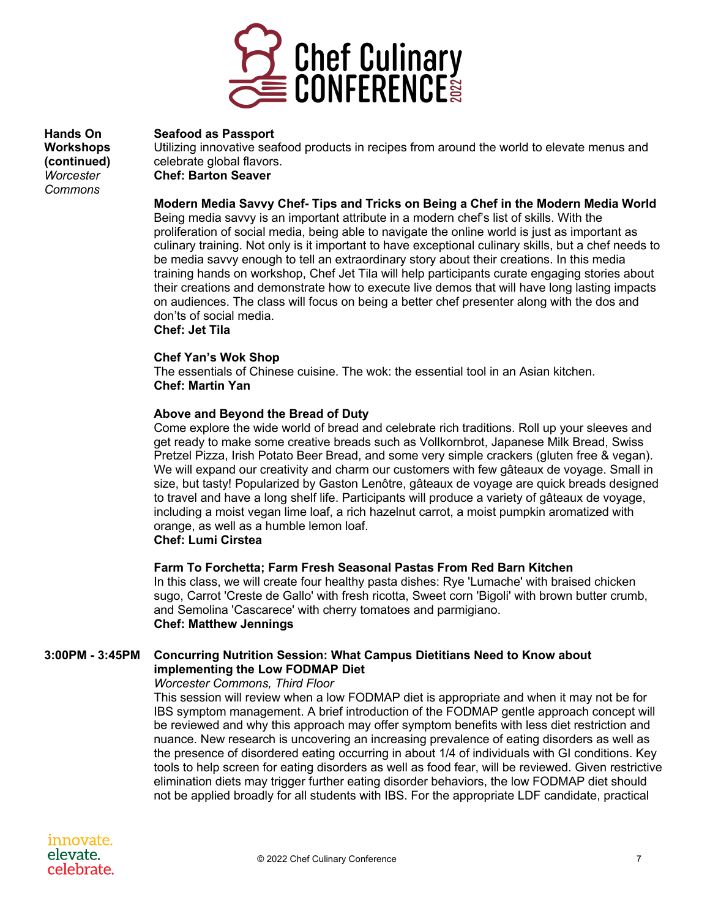**Hands On Workshops (continued)**
*Worcester Commons*

**Seafood as Passport**
Utilizing innovative seafood products in recipes from around the world to elevate menus and celebrate global flavors.
**Chef: Barton Seaver**

**Modern Media Savvy Chef- Tips and Tricks on Being a Chef in the Modern Media World**
Being media savvy is an important attribute in a modern chef's list of skills. With the proliferation of social media, being able to navigate the online world is just as important as culinary training. Not only is it important to have exceptional culinary skills, but a chef needs to be media savvy enough to tell an extraordinary story about their creations. In this media training hands on workshop, Chef Jet Tila will help participants curate engaging stories about their creations and demonstrate how to execute live demos that will have long lasting impacts on audiences. The class will focus on being a better chef presenter along with the dos and don'ts of social media.
**Chef: Jet Tila**

**Chef Yan's Wok Shop**
The essentials of Chinese cuisine. The wok: the essential tool in an Asian kitchen.
**Chef: Martin Yan**

**Above and Beyond the Bread of Duty**
Come explore the wide world of bread and celebrate rich traditions. Roll up your sleeves and get ready to make some creative breads such as Vollkornbrot, Japanese Milk Bread, Swiss Pretzel Pizza, Irish Potato Beer Bread, and some very simple crackers (gluten free & vegan). We will expand our creativity and charm our customers with few gâteaux de voyage. Small in size, but tasty! Popularized by Gaston Lenôtre, gâteaux de voyage are quick breads designed to travel and have a long shelf life. Participants will produce a variety of gâteaux de voyage, including a moist vegan lime loaf, a rich hazelnut carrot, a moist pumpkin aromatized with orange, as well as a humble lemon loaf.
**Chef: Lumi Cirstea**

**Farm To Forchetta; Farm Fresh Seasonal Pastas From Red Barn Kitchen**
In this class, we will create four healthy pasta dishes: Rye 'Lumache' with braised chicken sugo, Carrot 'Creste de Gallo' with fresh ricotta, Sweet corn 'Bigoli' with brown butter crumb, and Semolina 'Cascarece' with cherry tomatoes and parmigiano.
**Chef: Matthew Jennings**

**3:00PM - 3:45PM**

**Concurring Nutrition Session: What Campus Dietitians Need to Know about implementing the Low FODMAP Diet**
*Worcester Commons, Third Floor*
This session will review when a low FODMAP diet is appropriate and when it may not be for IBS symptom management. A brief introduction of the FODMAP gentle approach concept will be reviewed and why this approach may offer symptom benefits with less diet restriction and nuance. New research is uncovering an increasing prevalence of eating disorders as well as the presence of disordered eating occurring in about 1/4 of individuals with GI conditions. Key tools to help screen for eating disorders as well as food fear, will be reviewed. Given restrictive elimination diets may trigger further eating disorder behaviors, the low FODMAP diet should not be applied broadly for all students with IBS. For the appropriate LDF candidate, practical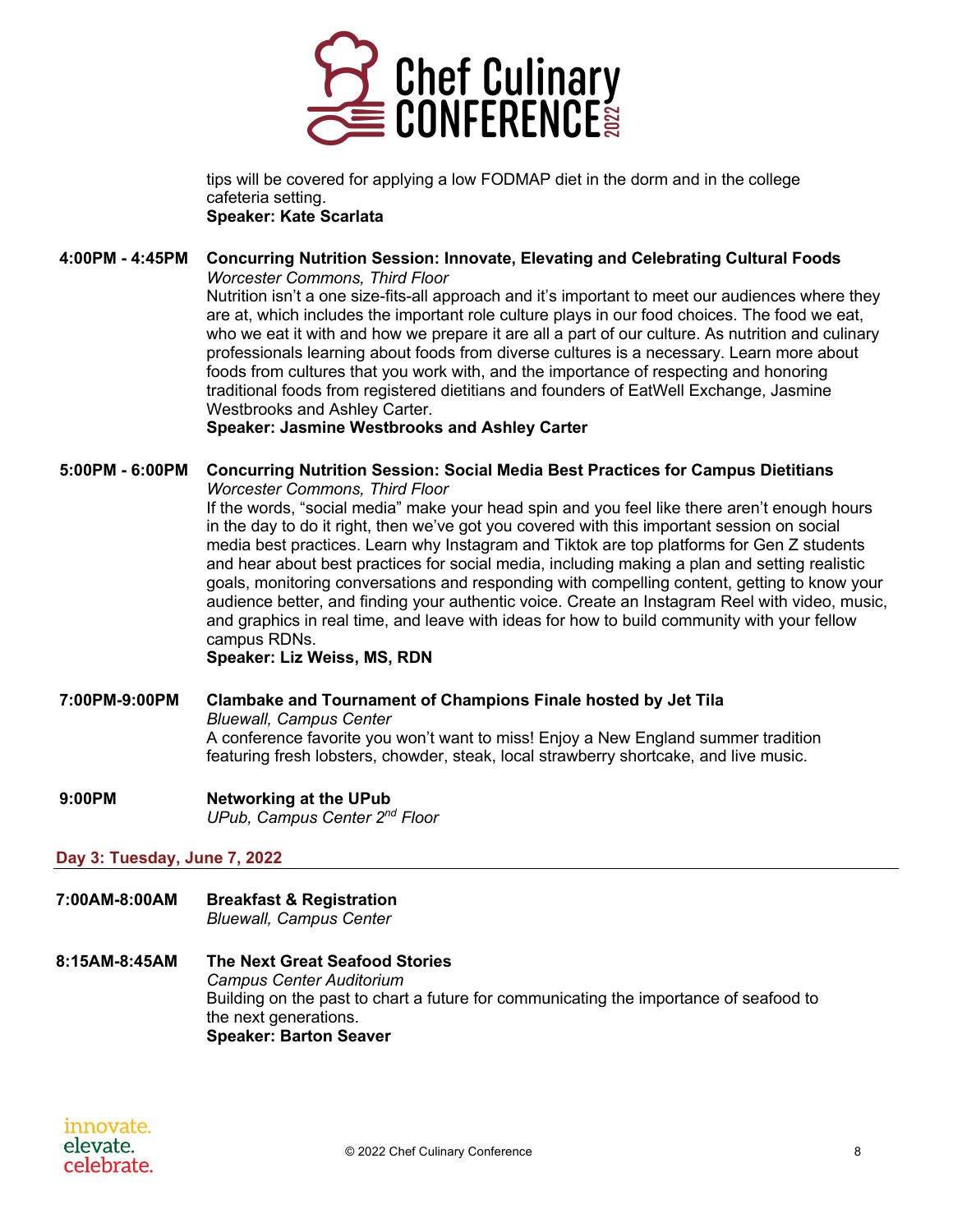tips will be covered for applying a low FODMAP diet in the dorm and in the college cafeteria setting.
**Speaker: Kate Scarlata**

**4:00PM - 4:45PM** **Concurring Nutrition Session: Innovate, Elevating and Celebrating Cultural Foods**
*Worcester Commons, Third Floor*
Nutrition isn't a one size-fits-all approach and it's important to meet our audiences where they are at, which includes the important role culture plays in our food choices. The food we eat, who we eat it with and how we prepare it are all a part of our culture. As nutrition and culinary professionals learning about foods from diverse cultures is a necessary. Learn more about foods from cultures that you work with, and the importance of respecting and honoring traditional foods from registered dietitians and founders of EatWell Exchange, Jasmine Westbrooks and Ashley Carter.
**Speaker: Jasmine Westbrooks and Ashley Carter**

**5:00PM - 6:00PM** **Concurring Nutrition Session: Social Media Best Practices for Campus Dietitians**
*Worcester Commons, Third Floor*
If the words, "social media" make your head spin and you feel like there aren't enough hours in the day to do it right, then we've got you covered with this important session on social media best practices. Learn why Instagram and Tiktok are top platforms for Gen Z students and hear about best practices for social media, including making a plan and setting realistic goals, monitoring conversations and responding with compelling content, getting to know your audience better, and finding your authentic voice. Create an Instagram Reel with video, music, and graphics in real time, and leave with ideas for how to build community with your fellow campus RDNs.
**Speaker: Liz Weiss, MS, RDN**

**7:00PM-9:00PM** **Clambake and Tournament of Champions Finale hosted by Jet Tila**
*Bluewall, Campus Center*
A conference favorite you won't want to miss! Enjoy a New England summer tradition featuring fresh lobsters, chowder, steak, local strawberry shortcake, and live music.

**9:00PM** **Networking at the UPub**
*UPub, Campus Center 2nd Floor*

## Day 3: Tuesday, June 7, 2022

**7:00AM-8:00AM** **Breakfast & Registration**
*Bluewall, Campus Center*

**8:15AM-8:45AM** **The Next Great Seafood Stories**
*Campus Center Auditorium*
Building on the past to chart a future for communicating the importance of seafood to the next generations.
**Speaker: Barton Seaver**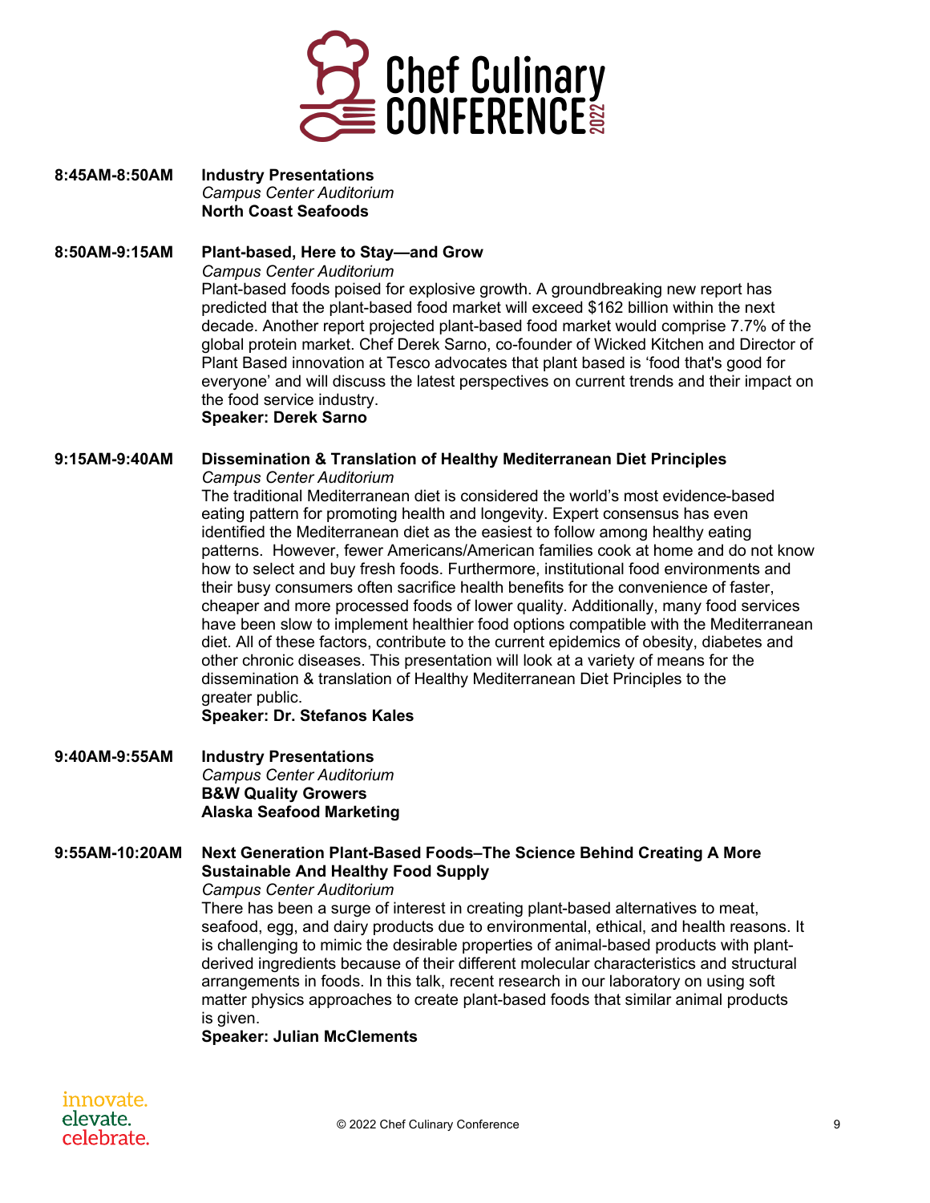**8:45AM-8:50AM** **Industry Presentations**
*Campus Center Auditorium*
**North Coast Seafoods**

**8:50AM-9:15AM** **Plant-based, Here to Stay—and Grow**
*Campus Center Auditorium*
Plant-based foods poised for explosive growth. A groundbreaking new report has predicted that the plant-based food market will exceed $162 billion within the next decade. Another report projected plant-based food market would comprise 7.7% of the global protein market. Chef Derek Sarno, co-founder of Wicked Kitchen and Director of Plant Based innovation at Tesco advocates that plant based is 'food that's good for everyone' and will discuss the latest perspectives on current trends and their impact on the food service industry.
**Speaker: Derek Sarno**

**9:15AM-9:40AM** **Dissemination & Translation of Healthy Mediterranean Diet Principles**
*Campus Center Auditorium*
The traditional Mediterranean diet is considered the world's most evidence-based eating pattern for promoting health and longevity. Expert consensus has even identified the Mediterranean diet as the easiest to follow among healthy eating patterns. However, fewer Americans/American families cook at home and do not know how to select and buy fresh foods. Furthermore, institutional food environments and their busy consumers often sacrifice health benefits for the convenience of faster, cheaper and more processed foods of lower quality. Additionally, many food services have been slow to implement healthier food options compatible with the Mediterranean diet. All of these factors, contribute to the current epidemics of obesity, diabetes and other chronic diseases. This presentation will look at a variety of means for the dissemination & translation of Healthy Mediterranean Diet Principles to the greater public.
**Speaker: Dr. Stefanos Kales**

**9:40AM-9:55AM** **Industry Presentations**
*Campus Center Auditorium*
**B&W Quality Growers**
**Alaska Seafood Marketing**

**9:55AM-10:20AM** **Next Generation Plant-Based Foods–The Science Behind Creating A More Sustainable And Healthy Food Supply**
*Campus Center Auditorium*
There has been a surge of interest in creating plant-based alternatives to meat, seafood, egg, and dairy products due to environmental, ethical, and health reasons. It is challenging to mimic the desirable properties of animal-based products with plant-derived ingredients because of their different molecular characteristics and structural arrangements in foods. In this talk, recent research in our laboratory on using soft matter physics approaches to create plant-based foods that similar animal products is given.
**Speaker: Julian McClements**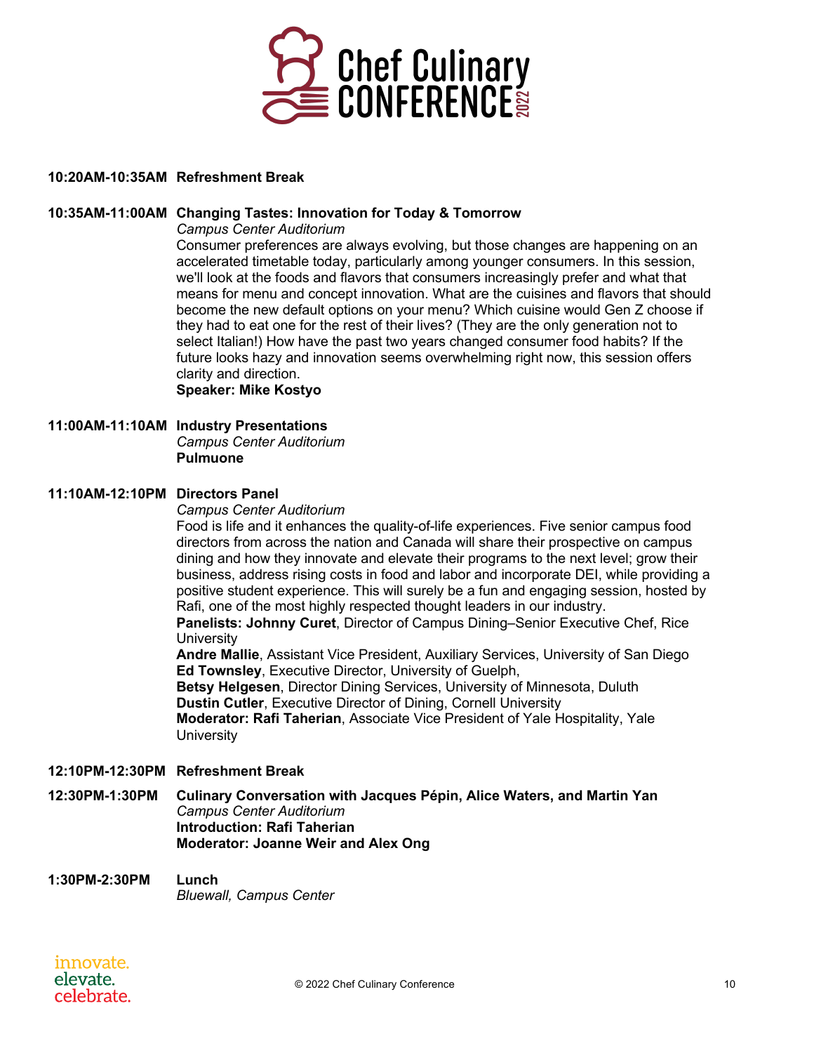**10:20AM-10:35AM Refreshment Break**

**10:35AM-11:00AM Changing Tastes: Innovation for Today & Tomorrow**

*Campus Center Auditorium*

Consumer preferences are always evolving, but those changes are happening on an accelerated timetable today, particularly among younger consumers. In this session, we'll look at the foods and flavors that consumers increasingly prefer and what that means for menu and concept innovation. What are the cuisines and flavors that should become the new default options on your menu? Which cuisine would Gen Z choose if they had to eat one for the rest of their lives? (They are the only generation not to select Italian!) How have the past two years changed consumer food habits? If the future looks hazy and innovation seems overwhelming right now, this session offers clarity and direction.

**Speaker: Mike Kostyo**

**11:00AM-11:10AM Industry Presentations**

*Campus Center Auditorium*

**Pulmuone**

**11:10AM-12:10PM Directors Panel**

*Campus Center Auditorium*

Food is life and it enhances the quality-of-life experiences. Five senior campus food directors from across the nation and Canada will share their prospective on campus dining and how they innovate and elevate their programs to the next level; grow their business, address rising costs in food and labor and incorporate DEI, while providing a positive student experience. This will surely be a fun and engaging session, hosted by Rafi, one of the most highly respected thought leaders in our industry.

**Panelists: Johnny Curet**, Director of Campus Dining–Senior Executive Chef, Rice University

**Andre Mallie**, Assistant Vice President, Auxiliary Services, University of San Diego

**Ed Townsley**, Executive Director, University of Guelph,

**Betsy Helgesen**, Director Dining Services, University of Minnesota, Duluth

**Dustin Cutler**, Executive Director of Dining, Cornell University

**Moderator: Rafi Taherian**, Associate Vice President of Yale Hospitality, Yale University

**12:10PM-12:30PM Refreshment Break**

**12:30PM-1:30PM Culinary Conversation with Jacques Pépin, Alice Waters, and Martin Yan**

*Campus Center Auditorium*

**Introduction: Rafi Taherian**

**Moderator: Joanne Weir and Alex Ong**

**1:30PM-2:30PM Lunch**

*Bluewall, Campus Center*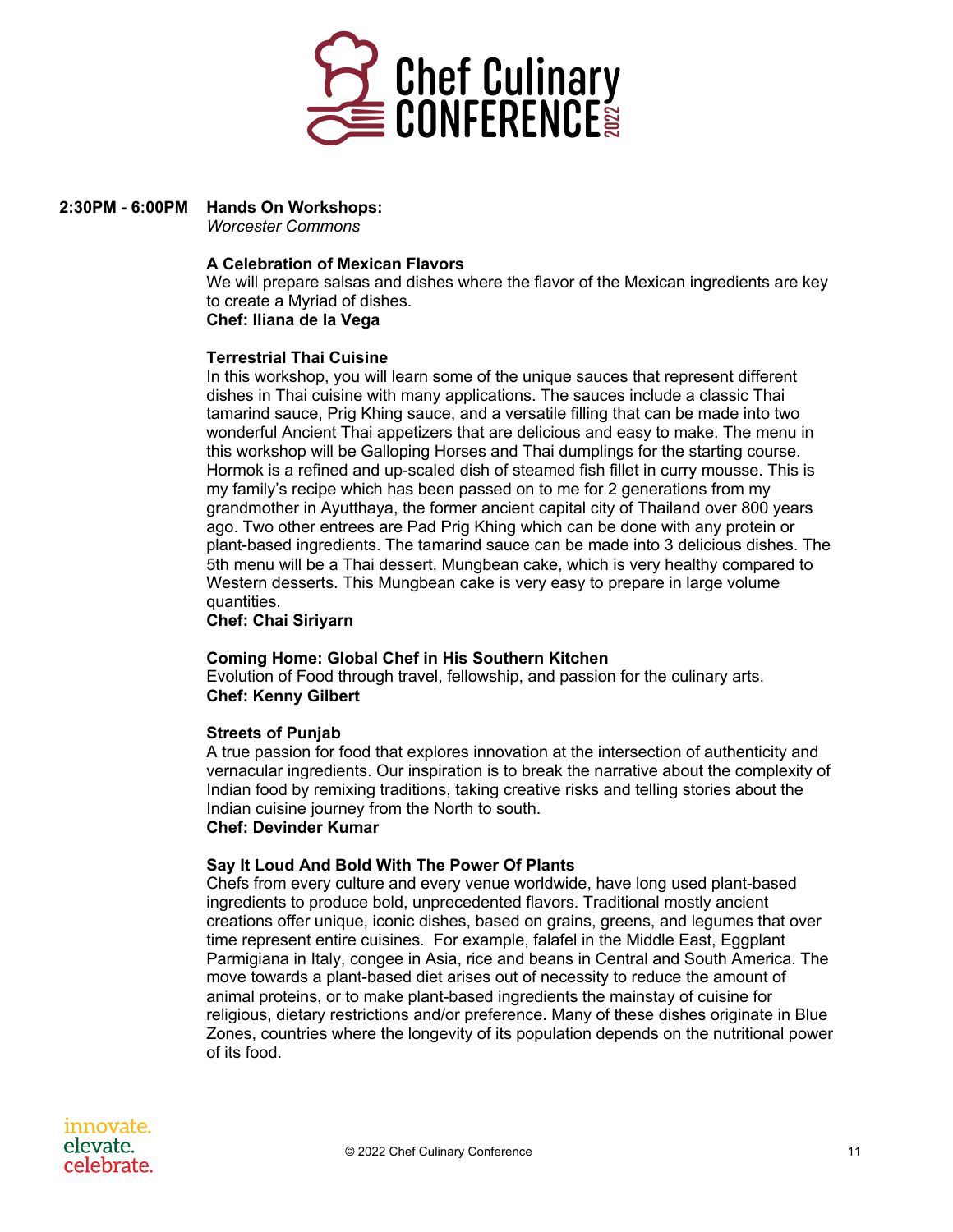**2:30PM - 6:00PM** **Hands On Workshops:**
*Worcester Commons*

**A Celebration of Mexican Flavors**
We will prepare salsas and dishes where the flavor of the Mexican ingredients are key to create a Myriad of dishes.
**Chef: Iliana de la Vega**

**Terrestrial Thai Cuisine**
In this workshop, you will learn some of the unique sauces that represent different dishes in Thai cuisine with many applications. The sauces include a classic Thai tamarind sauce, Prig Khing sauce, and a versatile filling that can be made into two wonderful Ancient Thai appetizers that are delicious and easy to make. The menu in this workshop will be Galloping Horses and Thai dumplings for the starting course. Hormok is a refined and up-scaled dish of steamed fish fillet in curry mousse. This is my family's recipe which has been passed on to me for 2 generations from my grandmother in Ayutthaya, the former ancient capital city of Thailand over 800 years ago. Two other entrees are Pad Prig Khing which can be done with any protein or plant-based ingredients. The tamarind sauce can be made into 3 delicious dishes. The 5th menu will be a Thai dessert, Mungbean cake, which is very healthy compared to Western desserts. This Mungbean cake is very easy to prepare in large volume quantities.
**Chef: Chai Siriyarn**

**Coming Home: Global Chef in His Southern Kitchen**
Evolution of Food through travel, fellowship, and passion for the culinary arts.
**Chef: Kenny Gilbert**

**Streets of Punjab**
A true passion for food that explores innovation at the intersection of authenticity and vernacular ingredients. Our inspiration is to break the narrative about the complexity of Indian food by remixing traditions, taking creative risks and telling stories about the Indian cuisine journey from the North to south.
**Chef: Devinder Kumar**

**Say It Loud And Bold With The Power Of Plants**
Chefs from every culture and every venue worldwide, have long used plant-based ingredients to produce bold, unprecedented flavors. Traditional mostly ancient creations offer unique, iconic dishes, based on grains, greens, and legumes that over time represent entire cuisines. For example, falafel in the Middle East, Eggplant Parmigiana in Italy, congee in Asia, rice and beans in Central and South America. The move towards a plant-based diet arises out of necessity to reduce the amount of animal proteins, or to make plant-based ingredients the mainstay of cuisine for religious, dietary restrictions and/or preference. Many of these dishes originate in Blue Zones, countries where the longevity of its population depends on the nutritional power of its food.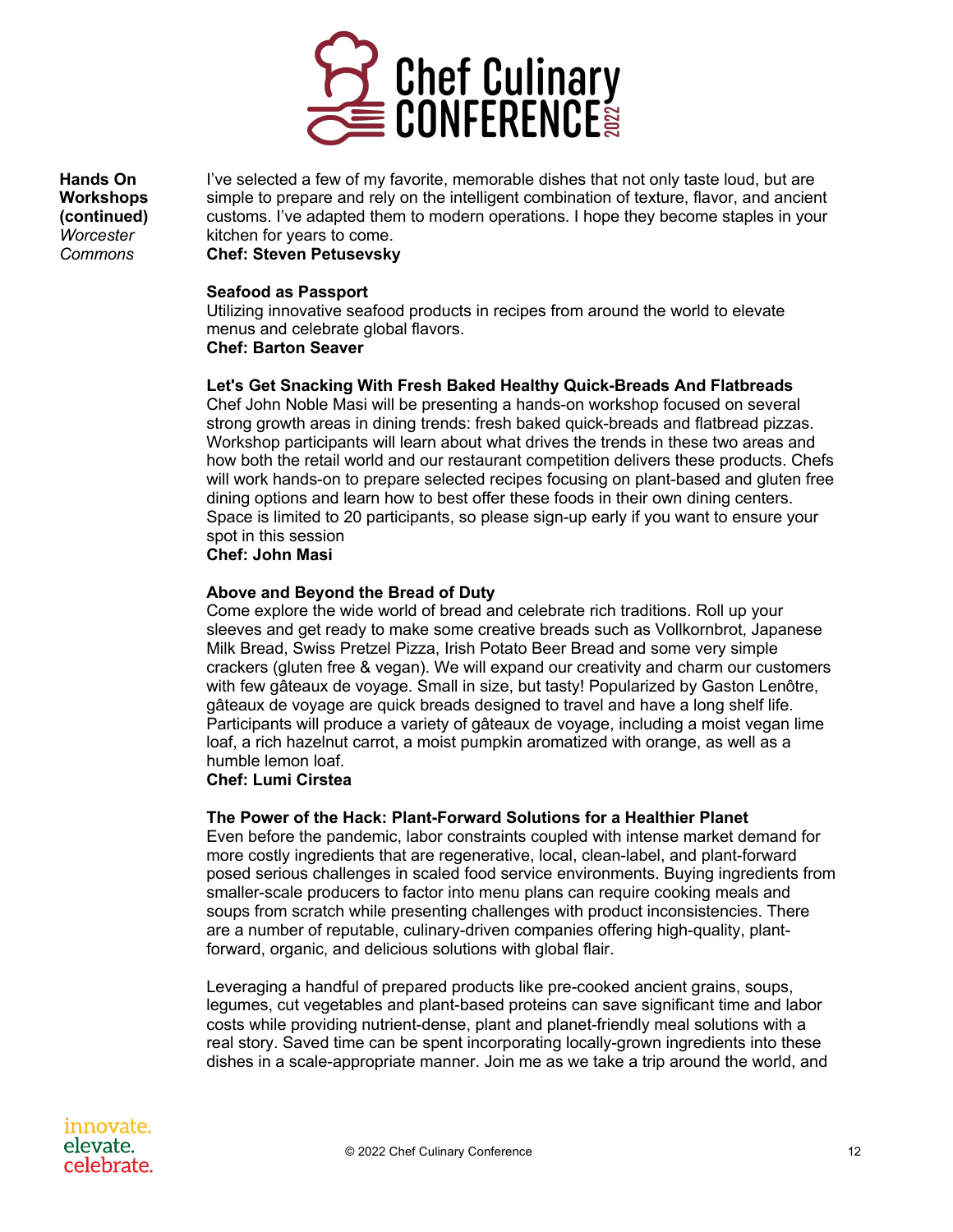**Hands On Workshops (continued)**
*Worcester Commons*

I've selected a few of my favorite, memorable dishes that not only taste loud, but are simple to prepare and rely on the intelligent combination of texture, flavor, and ancient customs. I've adapted them to modern operations. I hope they become staples in your kitchen for years to come.
**Chef: Steven Petusevsky**

**Seafood as Passport**
Utilizing innovative seafood products in recipes from around the world to elevate menus and celebrate global flavors.
**Chef: Barton Seaver**

**Let's Get Snacking With Fresh Baked Healthy Quick-Breads And Flatbreads**
Chef John Noble Masi will be presenting a hands-on workshop focused on several strong growth areas in dining trends: fresh baked quick-breads and flatbread pizzas. Workshop participants will learn about what drives the trends in these two areas and how both the retail world and our restaurant competition delivers these products. Chefs will work hands-on to prepare selected recipes focusing on plant-based and gluten free dining options and learn how to best offer these foods in their own dining centers. Space is limited to 20 participants, so please sign-up early if you want to ensure your spot in this session
**Chef: John Masi**

**Above and Beyond the Bread of Duty**
Come explore the wide world of bread and celebrate rich traditions. Roll up your sleeves and get ready to make some creative breads such as Vollkornbrot, Japanese Milk Bread, Swiss Pretzel Pizza, Irish Potato Beer Bread and some very simple crackers (gluten free & vegan). We will expand our creativity and charm our customers with few gâteaux de voyage. Small in size, but tasty! Popularized by Gaston Lenôtre, gâteaux de voyage are quick breads designed to travel and have a long shelf life. Participants will produce a variety of gâteaux de voyage, including a moist vegan lime loaf, a rich hazelnut carrot, a moist pumpkin aromatized with orange, as well as a humble lemon loaf.
**Chef: Lumi Cirstea**

**The Power of the Hack: Plant-Forward Solutions for a Healthier Planet**
Even before the pandemic, labor constraints coupled with intense market demand for more costly ingredients that are regenerative, local, clean-label, and plant-forward posed serious challenges in scaled food service environments. Buying ingredients from smaller-scale producers to factor into menu plans can require cooking meals and soups from scratch while presenting challenges with product inconsistencies. There are a number of reputable, culinary-driven companies offering high-quality, plant-forward, organic, and delicious solutions with global flair.

Leveraging a handful of prepared products like pre-cooked ancient grains, soups, legumes, cut vegetables and plant-based proteins can save significant time and labor costs while providing nutrient-dense, plant and planet-friendly meal solutions with a real story. Saved time can be spent incorporating locally-grown ingredients into these dishes in a scale-appropriate manner. Join me as we take a trip around the world, and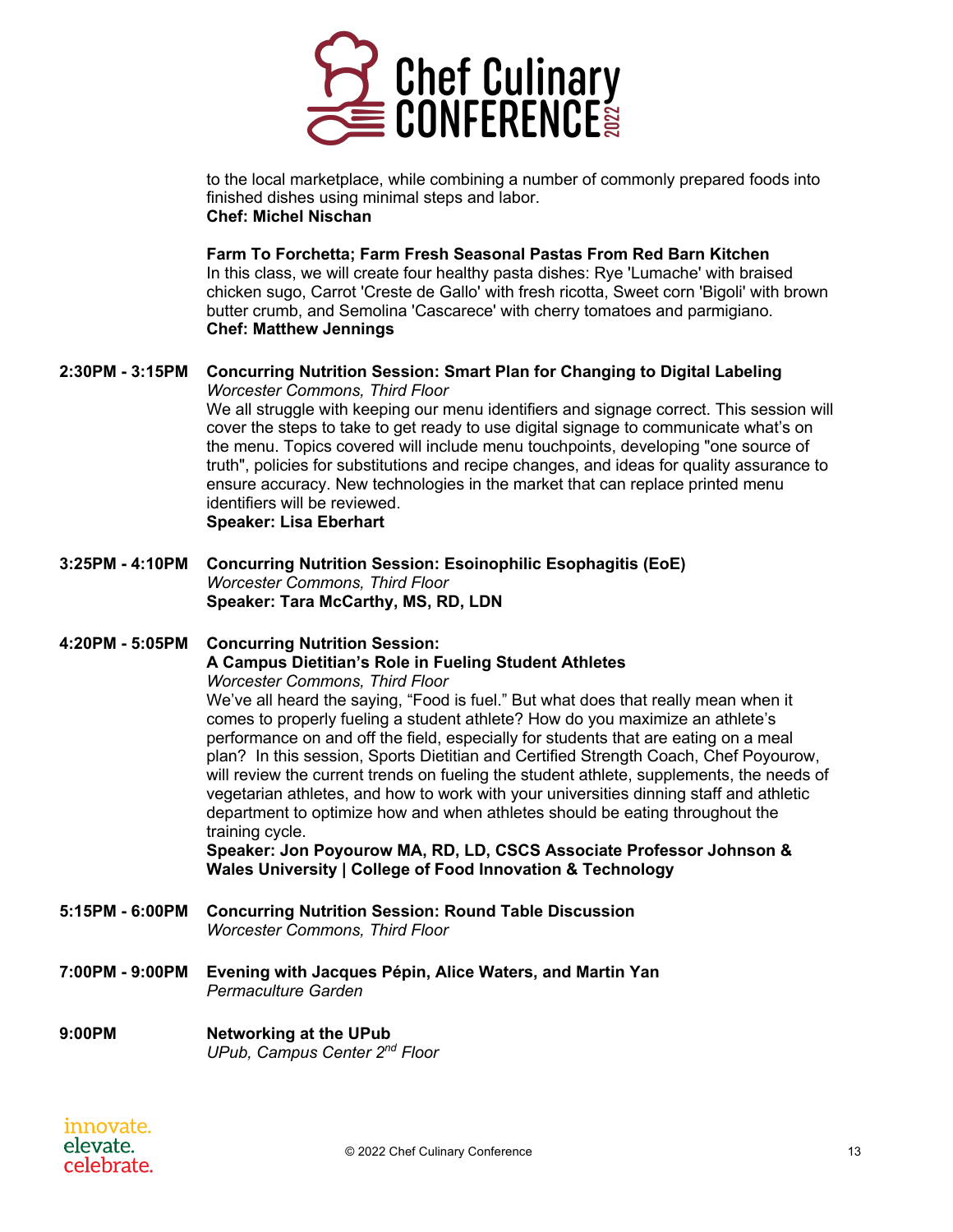to the local marketplace, while combining a number of commonly prepared foods into finished dishes using minimal steps and labor.
**Chef: Michel Nischan**

**Farm To Forchetta; Farm Fresh Seasonal Pastas From Red Barn Kitchen**
In this class, we will create four healthy pasta dishes: Rye 'Lumache' with braised chicken sugo, Carrot 'Creste de Gallo' with fresh ricotta, Sweet corn 'Bigoli' with brown butter crumb, and Semolina 'Cascarece' with cherry tomatoes and parmigiano.
**Chef: Matthew Jennings**

**2:30PM - 3:15PM** **Concurring Nutrition Session: Smart Plan for Changing to Digital Labeling**
*Worcester Commons, Third Floor*
We all struggle with keeping our menu identifiers and signage correct. This session will cover the steps to take to get ready to use digital signage to communicate what's on the menu. Topics covered will include menu touchpoints, developing "one source of truth", policies for substitutions and recipe changes, and ideas for quality assurance to ensure accuracy. New technologies in the market that can replace printed menu identifiers will be reviewed.
**Speaker: Lisa Eberhart**

**3:25PM - 4:10PM** **Concurring Nutrition Session: Esoinophilic Esophagitis (EoE)**
*Worcester Commons, Third Floor*
**Speaker: Tara McCarthy, MS, RD, LDN**

**4:20PM - 5:05PM** **Concurring Nutrition Session:**
**A Campus Dietitian's Role in Fueling Student Athletes**
*Worcester Commons, Third Floor*
We've all heard the saying, "Food is fuel." But what does that really mean when it comes to properly fueling a student athlete? How do you maximize an athlete's performance on and off the field, especially for students that are eating on a meal plan? In this session, Sports Dietitian and Certified Strength Coach, Chef Poyourow, will review the current trends on fueling the student athlete, supplements, the needs of vegetarian athletes, and how to work with your universities dinning staff and athletic department to optimize how and when athletes should be eating throughout the training cycle.
**Speaker: Jon Poyourow MA, RD, LD, CSCS Associate Professor Johnson & Wales University | College of Food Innovation & Technology**

**5:15PM - 6:00PM** **Concurring Nutrition Session: Round Table Discussion**
*Worcester Commons, Third Floor*

**7:00PM - 9:00PM** **Evening with Jacques Pépin, Alice Waters, and Martin Yan**
*Permaculture Garden*

**9:00PM** **Networking at the UPub**
*UPub, Campus Center 2nd Floor*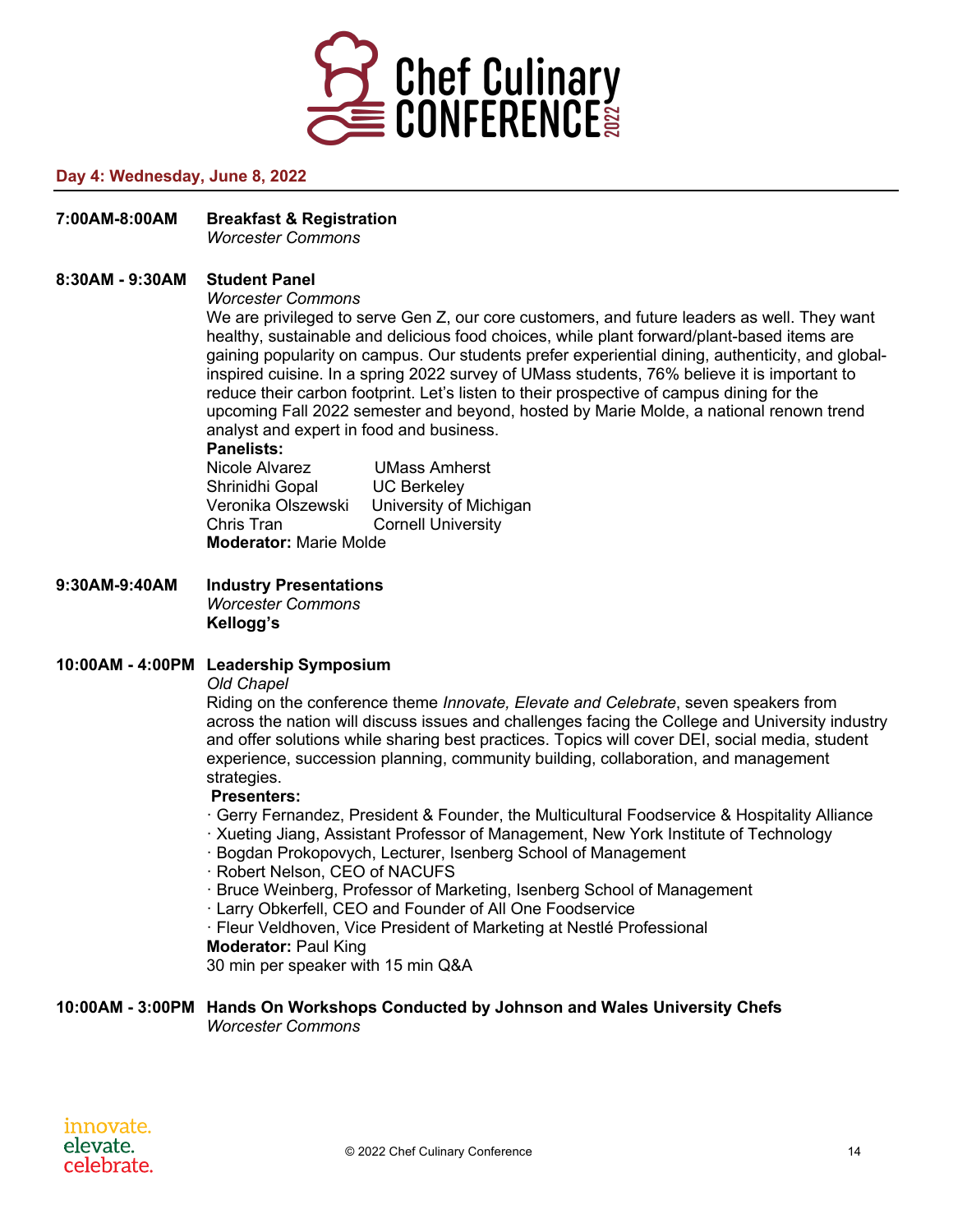Chef Culinary CONFERENCE 2022

## Day 4: Wednesday, June 8, 2022

**7:00AM-8:00AM** **Breakfast & Registration**
*Worcester Commons*

**8:30AM - 9:30AM** **Student Panel**
*Worcester Commons*
We are privileged to serve Gen Z, our core customers, and future leaders as well. They want healthy, sustainable and delicious food choices, while plant forward/plant-based items are gaining popularity on campus. Our students prefer experiential dining, authenticity, and global-inspired cuisine. In a spring 2022 survey of UMass students, 76% believe it is important to reduce their carbon footprint. Let's listen to their prospective of campus dining for the upcoming Fall 2022 semester and beyond, hosted by Marie Molde, a national renown trend analyst and expert in food and business.

**Panelists:**

| | |
|---|---|
| Nicole Alvarez | UMass Amherst |
| Shrinidhi Gopal | UC Berkeley |
| Veronika Olszewski | University of Michigan |
| Chris Tran | Cornell University |

**Moderator:** Marie Molde

**9:30AM-9:40AM** **Industry Presentations**
*Worcester Commons*
**Kellogg's**

**10:00AM - 4:00PM** **Leadership Symposium**
*Old Chapel*
Riding on the conference theme *Innovate, Elevate and Celebrate*, seven speakers from across the nation will discuss issues and challenges facing the College and University industry and offer solutions while sharing best practices. Topics will cover DEI, social media, student experience, succession planning, community building, collaboration, and management strategies.

**Presenters:**
- Gerry Fernandez, President & Founder, the Multicultural Foodservice & Hospitality Alliance
- Xueting Jiang, Assistant Professor of Management, New York Institute of Technology
- Bogdan Prokopovych, Lecturer, Isenberg School of Management
- Robert Nelson, CEO of NACUFS
- Bruce Weinberg, Professor of Marketing, Isenberg School of Management
- Larry Obkerfell, CEO and Founder of All One Foodservice
- Fleur Veldhoven, Vice President of Marketing at Nestlé Professional

**Moderator:** Paul King
30 min per speaker with 15 min Q&A

**10:00AM - 3:00PM** **Hands On Workshops Conducted by Johnson and Wales University Chefs**
*Worcester Commons*

innovate.
elevate.
celebrate.

© 2022 Chef Culinary Conference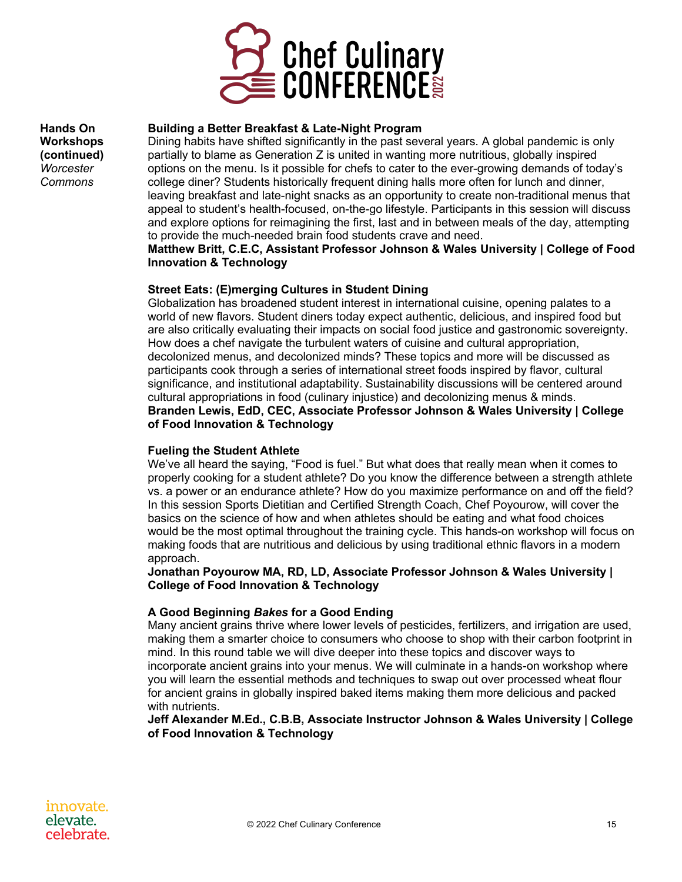**Hands On Workshops (continued)**
*Worcester Commons*

**Building a Better Breakfast & Late-Night Program**

Dining habits have shifted significantly in the past several years. A global pandemic is only partially to blame as Generation Z is united in wanting more nutritious, globally inspired options on the menu. Is it possible for chefs to cater to the ever-growing demands of today's college diner? Students historically frequent dining halls more often for lunch and dinner, leaving breakfast and late-night snacks as an opportunity to create non-traditional menus that appeal to student's health-focused, on-the-go lifestyle. Participants in this session will discuss and explore options for reimagining the first, last and in between meals of the day, attempting to provide the much-needed brain food students crave and need.

**Matthew Britt, C.E.C, Assistant Professor Johnson & Wales University | College of Food Innovation & Technology**

**Street Eats: (E)merging Cultures in Student Dining**

Globalization has broadened student interest in international cuisine, opening palates to a world of new flavors. Student diners today expect authentic, delicious, and inspired food but are also critically evaluating their impacts on social food justice and gastronomic sovereignty. How does a chef navigate the turbulent waters of cuisine and cultural appropriation, decolonized menus, and decolonized minds? These topics and more will be discussed as participants cook through a series of international street foods inspired by flavor, cultural significance, and institutional adaptability. Sustainability discussions will be centered around cultural appropriations in food (culinary injustice) and decolonizing menus & minds.

**Branden Lewis, EdD, CEC, Associate Professor Johnson & Wales University | College of Food Innovation & Technology**

**Fueling the Student Athlete**

We've all heard the saying, "Food is fuel." But what does that really mean when it comes to properly cooking for a student athlete? Do you know the difference between a strength athlete vs. a power or an endurance athlete? How do you maximize performance on and off the field? In this session Sports Dietitian and Certified Strength Coach, Chef Poyourow, will cover the basics on the science of how and when athletes should be eating and what food choices would be the most optimal throughout the training cycle. This hands-on workshop will focus on making foods that are nutritious and delicious by using traditional ethnic flavors in a modern approach.

**Jonathan Poyourow MA, RD, LD, Associate Professor Johnson & Wales University | College of Food Innovation & Technology**

**A Good Beginning *Bakes* for a Good Ending**

Many ancient grains thrive where lower levels of pesticides, fertilizers, and irrigation are used, making them a smarter choice to consumers who choose to shop with their carbon footprint in mind. In this round table we will dive deeper into these topics and discover ways to incorporate ancient grains into your menus. We will culminate in a hands-on workshop where you will learn the essential methods and techniques to swap out over processed wheat flour for ancient grains in globally inspired baked items making them more delicious and packed with nutrients.

**Jeff Alexander M.Ed., C.B.B, Associate Instructor Johnson & Wales University | College of Food Innovation & Technology**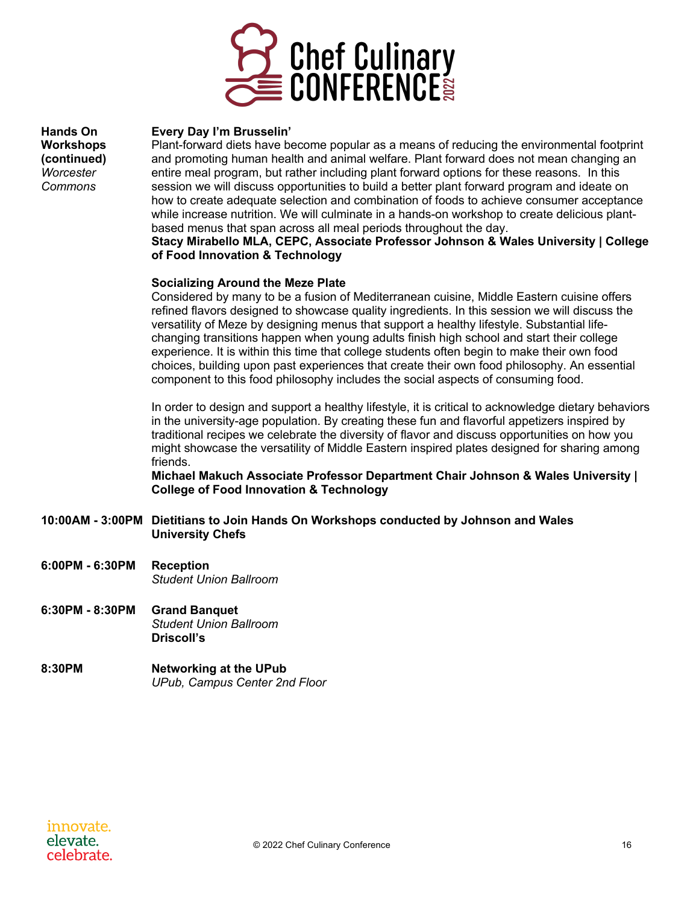**Hands On Workshops (continued)**
*Worcester Commons*

**Every Day I'm Brusselin'**

Plant-forward diets have become popular as a means of reducing the environmental footprint and promoting human health and animal welfare. Plant forward does not mean changing an entire meal program, but rather including plant forward options for these reasons. In this session we will discuss opportunities to build a better plant forward program and ideate on how to create adequate selection and combination of foods to achieve consumer acceptance while increase nutrition. We will culminate in a hands-on workshop to create delicious plant-based menus that span across all meal periods throughout the day.

**Stacy Mirabello MLA, CEPC, Associate Professor Johnson & Wales University | College of Food Innovation & Technology**

**Socializing Around the Meze Plate**

Considered by many to be a fusion of Mediterranean cuisine, Middle Eastern cuisine offers refined flavors designed to showcase quality ingredients. In this session we will discuss the versatility of Meze by designing menus that support a healthy lifestyle. Substantial life-changing transitions happen when young adults finish high school and start their college experience. It is within this time that college students often begin to make their own food choices, building upon past experiences that create their own food philosophy. An essential component to this food philosophy includes the social aspects of consuming food.

In order to design and support a healthy lifestyle, it is critical to acknowledge dietary behaviors in the university-age population. By creating these fun and flavorful appetizers inspired by traditional recipes we celebrate the diversity of flavor and discuss opportunities on how you might showcase the versatility of Middle Eastern inspired plates designed for sharing among friends.

**Michael Makuch Associate Professor Department Chair Johnson & Wales University | College of Food Innovation & Technology**

**10:00AM - 3:00PM** **Dietitians to Join Hands On Workshops conducted by Johnson and Wales University Chefs**

**6:00PM - 6:30PM** **Reception**
*Student Union Ballroom*

**6:30PM - 8:30PM** **Grand Banquet**
*Student Union Ballroom*
**Driscoll's**

**8:30PM** **Networking at the UPub**
*UPub, Campus Center 2nd Floor*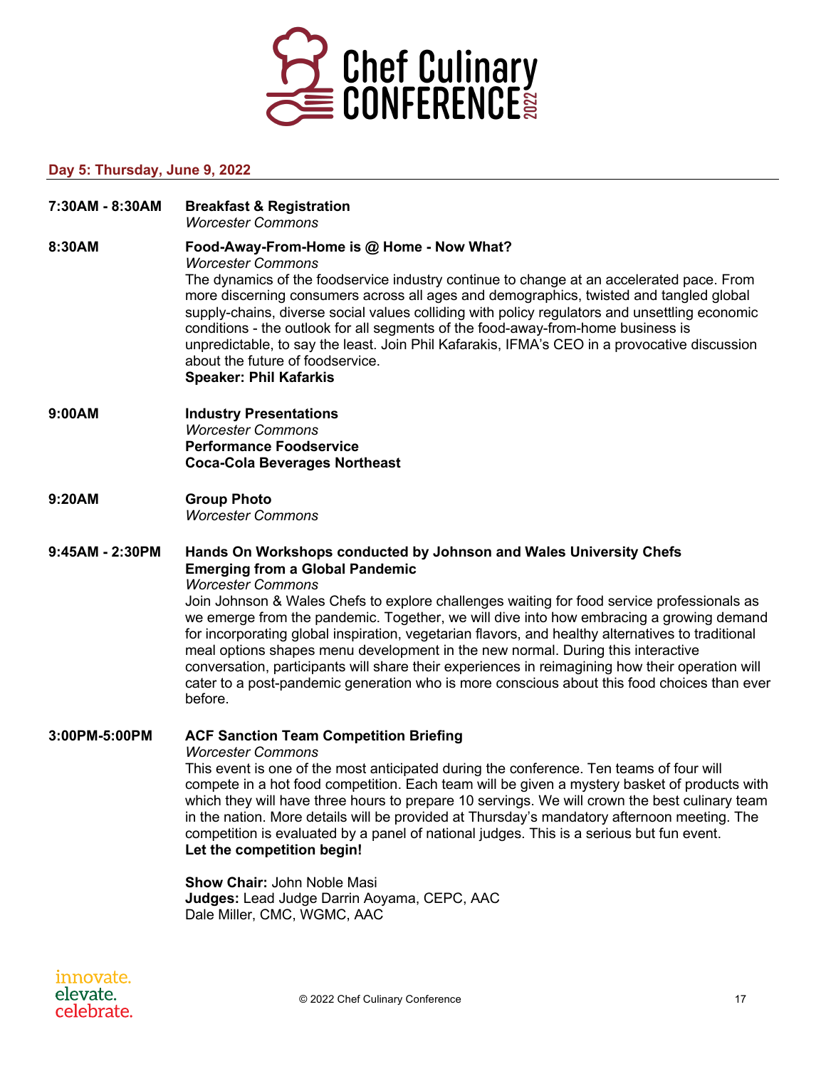## Day 5: Thursday, June 9, 2022

**7:30AM - 8:30AM** **Breakfast & Registration**
*Worcester Commons*

**8:30AM** **Food-Away-From-Home is @ Home - Now What?**
*Worcester Commons*
The dynamics of the foodservice industry continue to change at an accelerated pace. From more discerning consumers across all ages and demographics, twisted and tangled global supply-chains, diverse social values colliding with policy regulators and unsettling economic conditions - the outlook for all segments of the food-away-from-home business is unpredictable, to say the least. Join Phil Kafarakis, IFMA's CEO in a provocative discussion about the future of foodservice.
**Speaker: Phil Kafarkis**

**9:00AM** **Industry Presentations**
*Worcester Commons*
**Performance Foodservice**
**Coca-Cola Beverages Northeast**

**9:20AM** **Group Photo**
*Worcester Commons*

**9:45AM - 2:30PM** **Hands On Workshops conducted by Johnson and Wales University Chefs**
**Emerging from a Global Pandemic**
*Worcester Commons*
Join Johnson & Wales Chefs to explore challenges waiting for food service professionals as we emerge from the pandemic. Together, we will dive into how embracing a growing demand for incorporating global inspiration, vegetarian flavors, and healthy alternatives to traditional meal options shapes menu development in the new normal. During this interactive conversation, participants will share their experiences in reimagining how their operation will cater to a post-pandemic generation who is more conscious about this food choices than ever before.

**3:00PM-5:00PM** **ACF Sanction Team Competition Briefing**
*Worcester Commons*
This event is one of the most anticipated during the conference. Ten teams of four will compete in a hot food competition. Each team will be given a mystery basket of products with which they will have three hours to prepare 10 servings. We will crown the best culinary team in the nation. More details will be provided at Thursday's mandatory afternoon meeting. The competition is evaluated by a panel of national judges. This is a serious but fun event.
**Let the competition begin!**

**Show Chair:** John Noble Masi
**Judges:** Lead Judge Darrin Aoyama, CEPC, AAC
Dale Miller, CMC, WGMC, AAC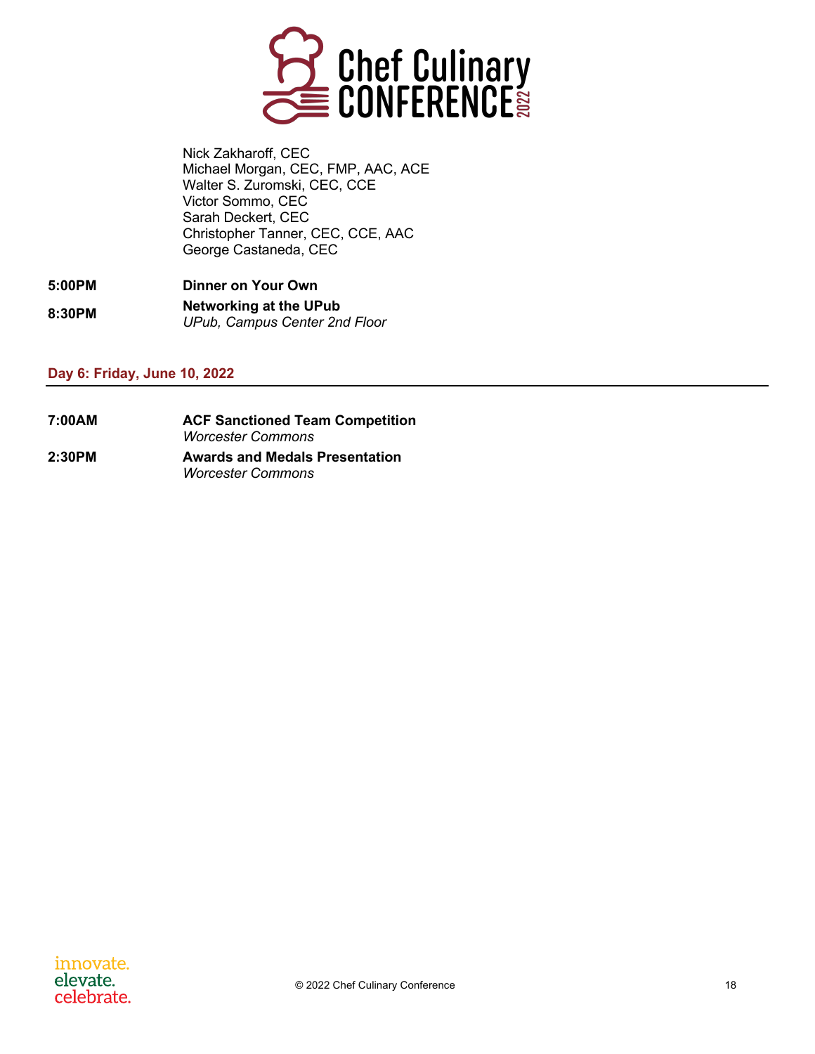Nick Zakharoff, CEC
Michael Morgan, CEC, FMP, AAC, ACE
Walter S. Zuromski, CEC, CCE
Victor Sommo, CEC
Sarah Deckert, CEC
Christopher Tanner, CEC, CCE, AAC
George Castaneda, CEC

**5:00PM** **Dinner on Your Own**

**8:30PM** **Networking at the UPub**
*UPub, Campus Center 2nd Floor*

## Day 6: Friday, June 10, 2022

**7:00AM** **ACF Sanctioned Team Competition**
*Worcester Commons*

**2:30PM** **Awards and Medals Presentation**
*Worcester Commons*